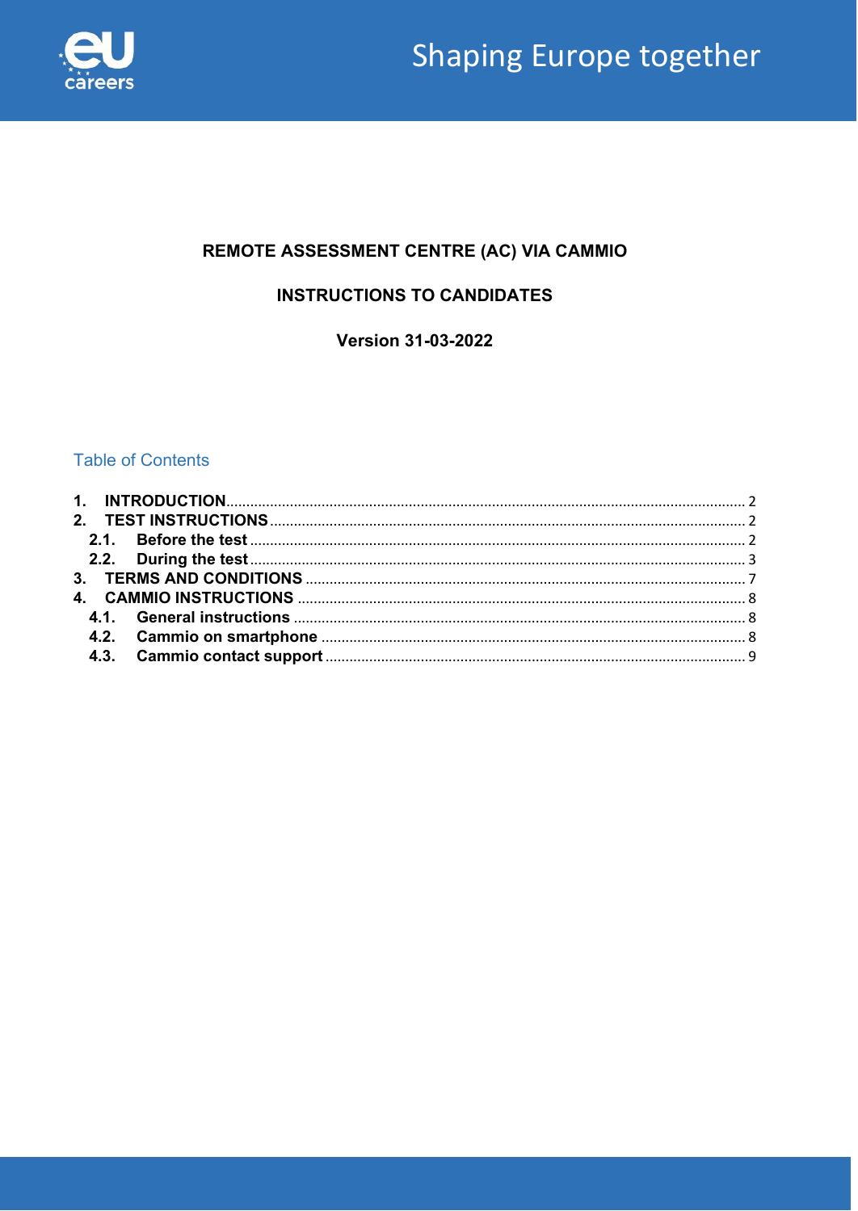Shaping Europe together

**REMOTE ASSESSMENT CENTRE (AC) VIA CAMMIO**

**INSTRUCTIONS TO CANDIDATES**

**Version 31-03-2022**

## Table of Contents

1. **INTRODUCTION** ..... 2
2. **TEST INSTRUCTIONS** ..... 2
   - 2.1. **Before the test** ..... 2
   - 2.2. **During the test** ..... 3
3. **TERMS AND CONDITIONS** ..... 7
4. **CAMMIO INSTRUCTIONS** ..... 8
   - 4.1. **General instructions** ..... 8
   - 4.2. **Cammio on smartphone** ..... 8
   - 4.3. **Cammio contact support** ..... 9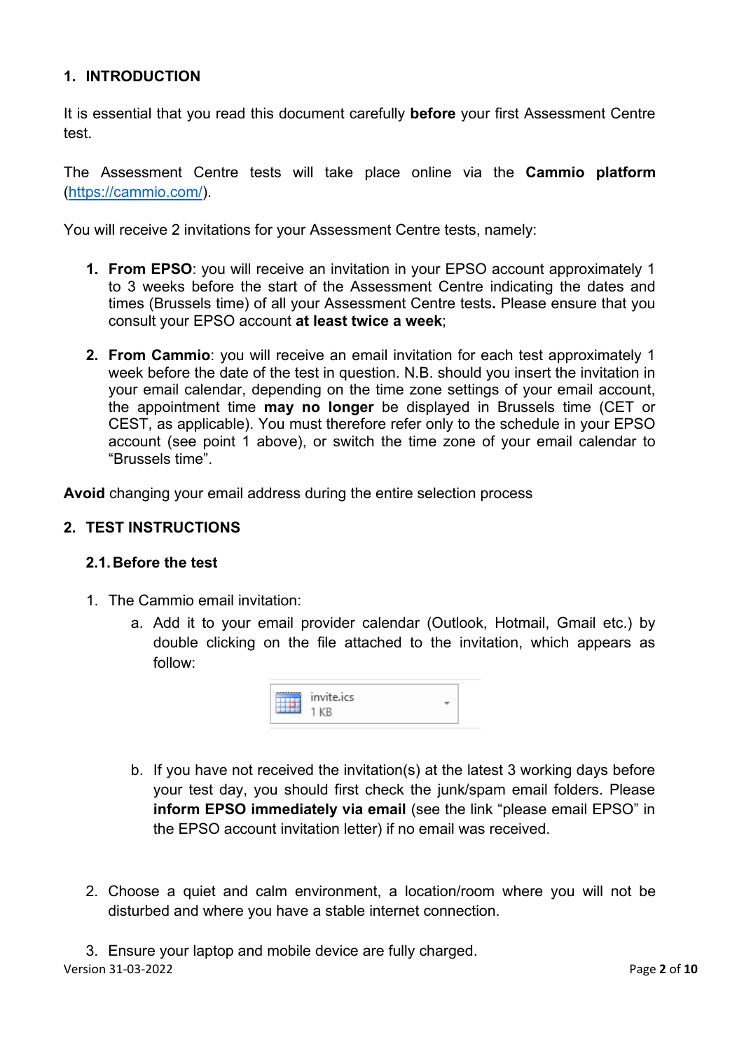## 1. INTRODUCTION

It is essential that you read this document carefully **before** your first Assessment Centre test.

The Assessment Centre tests will take place online via the **Cammio platform** (https://cammio.com/).

You will receive 2 invitations for your Assessment Centre tests, namely:

1. **From EPSO**: you will receive an invitation in your EPSO account approximately 1 to 3 weeks before the start of the Assessment Centre indicating the dates and times (Brussels time) of all your Assessment Centre tests**.** Please ensure that you consult your EPSO account **at least twice a week**;
2. **From Cammio**: you will receive an email invitation for each test approximately 1 week before the date of the test in question. N.B. should you insert the invitation in your email calendar, depending on the time zone settings of your email account, the appointment time **may no longer** be displayed in Brussels time (CET or CEST, as applicable). You must therefore refer only to the schedule in your EPSO account (see point 1 above), or switch the time zone of your email calendar to "Brussels time".

**Avoid** changing your email address during the entire selection process

## 2. TEST INSTRUCTIONS

### 2.1. Before the test

1. The Cammio email invitation:
   a. Add it to your email provider calendar (Outlook, Hotmail, Gmail etc.) by double clicking on the file attached to the invitation, which appears as follow:

      invite.ics
      1 KB

   b. If you have not received the invitation(s) at the latest 3 working days before your test day, you should first check the junk/spam email folders. Please **inform EPSO immediately via email** (see the link "please email EPSO" in the EPSO account invitation letter) if no email was received.

2. Choose a quiet and calm environment, a location/room where you will not be disturbed and where you have a stable internet connection.

3. Ensure your laptop and mobile device are fully charged.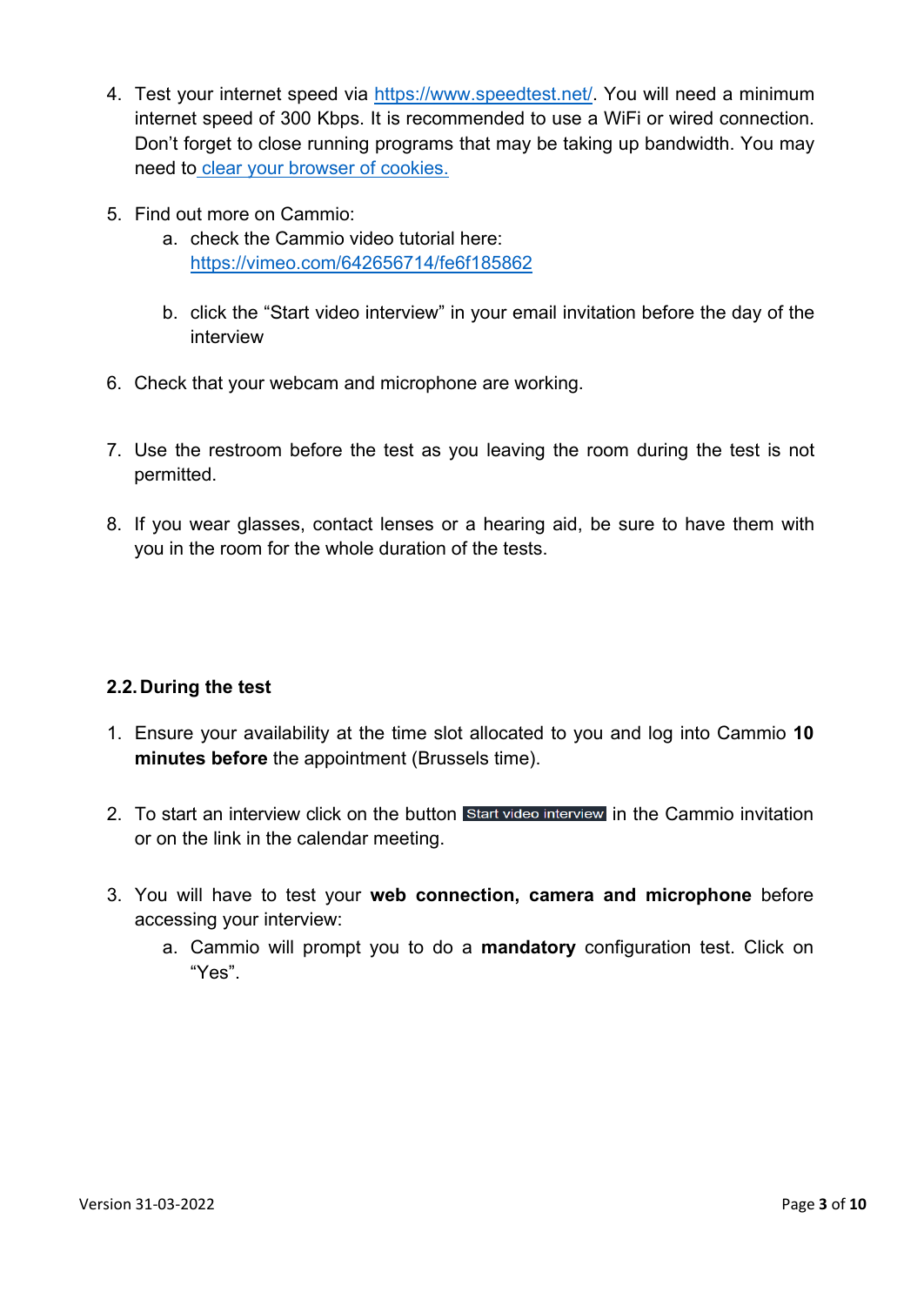4. Test your internet speed via https://www.speedtest.net/. You will need a minimum internet speed of 300 Kbps. It is recommended to use a WiFi or wired connection. Don't forget to close running programs that may be taking up bandwidth. You may need to clear your browser of cookies.

5. Find out more on Cammio:
   a. check the Cammio video tutorial here: https://vimeo.com/642656714/fe6f185862
   b. click the "Start video interview" in your email invitation before the day of the interview

6. Check that your webcam and microphone are working.

7. Use the restroom before the test as you leaving the room during the test is not permitted.

8. If you wear glasses, contact lenses or a hearing aid, be sure to have them with you in the room for the whole duration of the tests.

## 2.2. During the test

1. Ensure your availability at the time slot allocated to you and log into Cammio **10 minutes before** the appointment (Brussels time).

2. To start an interview click on the button Start video interview in the Cammio invitation or on the link in the calendar meeting.

3. You will have to test your **web connection, camera and microphone** before accessing your interview:
   a. Cammio will prompt you to do a **mandatory** configuration test. Click on "Yes".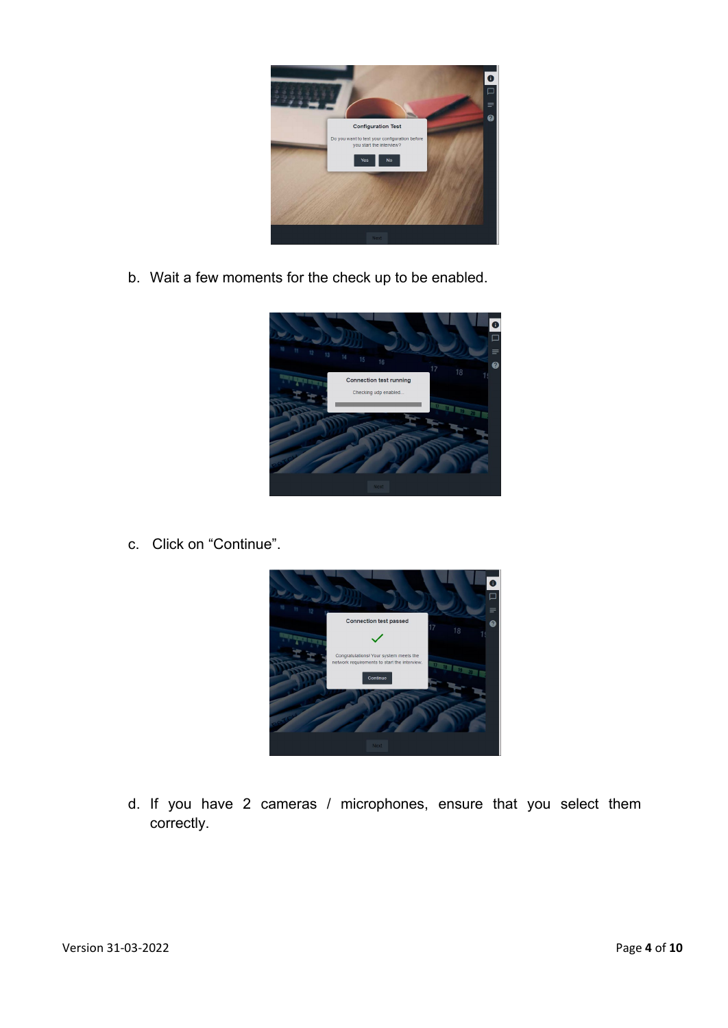b. Wait a few moments for the check up to be enabled.

c. Click on "Continue".

d. If you have 2 cameras / microphones, ensure that you select them correctly.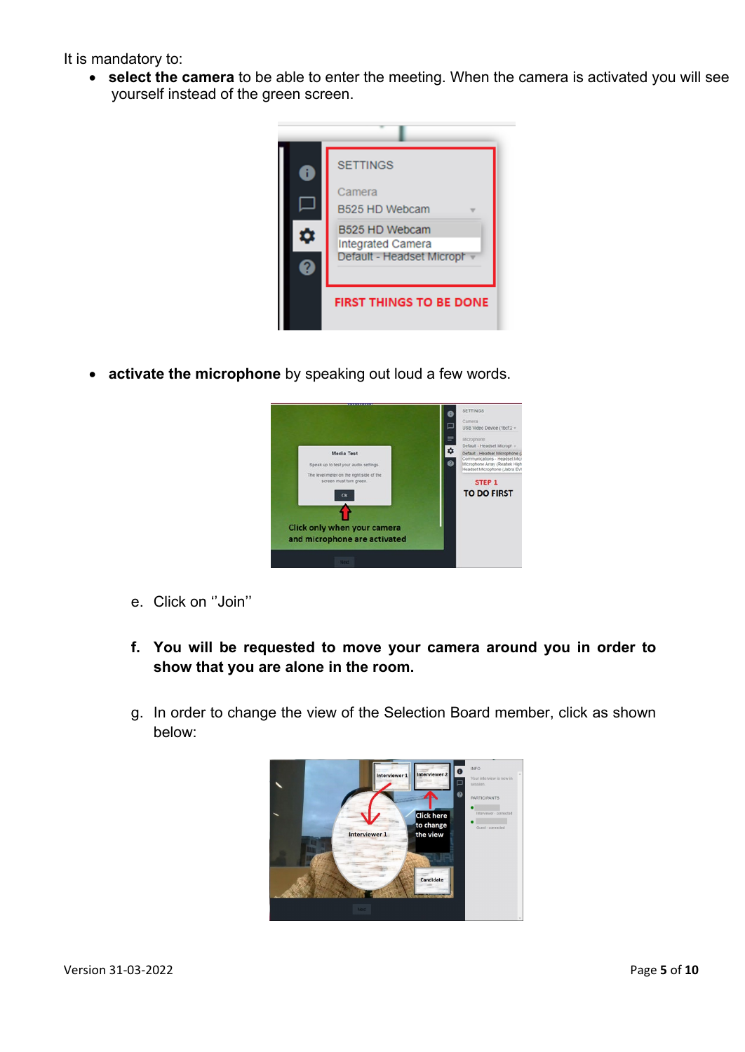It is mandatory to:

- **select the camera** to be able to enter the meeting. When the camera is activated you will see yourself instead of the green screen.

- **activate the microphone** by speaking out loud a few words.

e. Click on ''Join''

f. **You will be requested to move your camera around you in order to show that you are alone in the room.**

g. In order to change the view of the Selection Board member, click as shown below:

Version 31-03-2022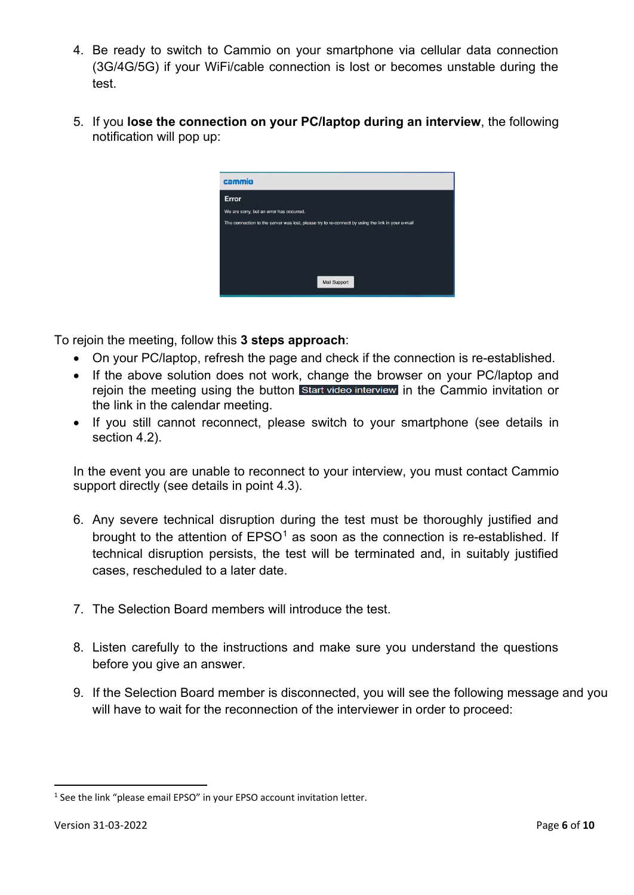4. Be ready to switch to Cammio on your smartphone via cellular data connection (3G/4G/5G) if your WiFi/cable connection is lost or becomes unstable during the test.

5. If you **lose the connection on your PC/laptop during an interview**, the following notification will pop up:

To rejoin the meeting, follow this **3 steps approach**:

- On your PC/laptop, refresh the page and check if the connection is re-established.
- If the above solution does not work, change the browser on your PC/laptop and rejoin the meeting using the button Start video interview in the Cammio invitation or the link in the calendar meeting.
- If you still cannot reconnect, please switch to your smartphone (see details in section 4.2).

In the event you are unable to reconnect to your interview, you must contact Cammio support directly (see details in point 4.3).

6. Any severe technical disruption during the test must be thoroughly justified and brought to the attention of EPSO[1] as soon as the connection is re-established. If technical disruption persists, the test will be terminated and, in suitably justified cases, rescheduled to a later date.

7. The Selection Board members will introduce the test.

8. Listen carefully to the instructions and make sure you understand the questions before you give an answer.

9. If the Selection Board member is disconnected, you will see the following message and you will have to wait for the reconnection of the interviewer in order to proceed:

[1] See the link "please email EPSO" in your EPSO account invitation letter.

Version 31-03-2022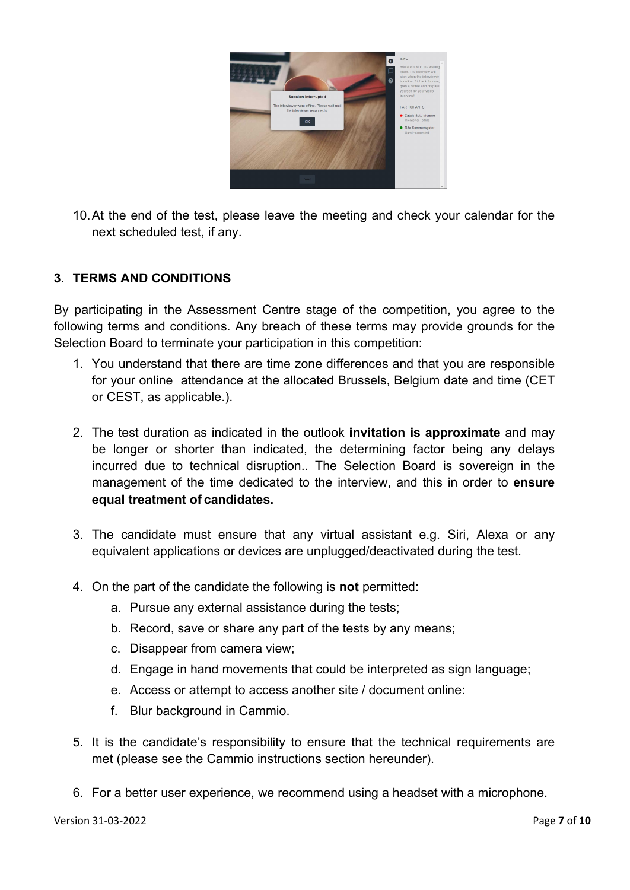10. At the end of the test, please leave the meeting and check your calendar for the next scheduled test, if any.

## 3. TERMS AND CONDITIONS

By participating in the Assessment Centre stage of the competition, you agree to the following terms and conditions. Any breach of these terms may provide grounds for the Selection Board to terminate your participation in this competition:

1. You understand that there are time zone differences and that you are responsible for your online attendance at the allocated Brussels, Belgium date and time (CET or CEST, as applicable.).

2. The test duration as indicated in the outlook **invitation is approximate** and may be longer or shorter than indicated, the determining factor being any delays incurred due to technical disruption.. The Selection Board is sovereign in the management of the time dedicated to the interview, and this in order to **ensure equal treatment of candidates.**

3. The candidate must ensure that any virtual assistant e.g. Siri, Alexa or any equivalent applications or devices are unplugged/deactivated during the test.

4. On the part of the candidate the following is **not** permitted:
   a. Pursue any external assistance during the tests;
   b. Record, save or share any part of the tests by any means;
   c. Disappear from camera view;
   d. Engage in hand movements that could be interpreted as sign language;
   e. Access or attempt to access another site / document online:
   f. Blur background in Cammio.

5. It is the candidate's responsibility to ensure that the technical requirements are met (please see the Cammio instructions section hereunder).

6. For a better user experience, we recommend using a headset with a microphone.

Version 31-03-2022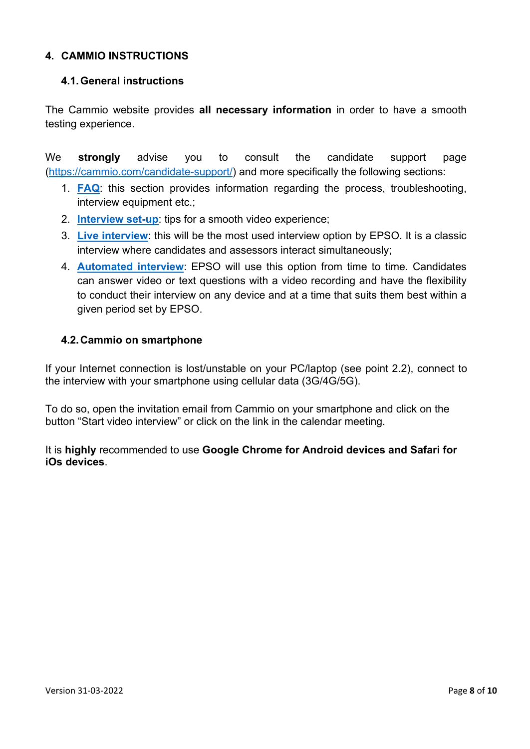## 4. CAMMIO INSTRUCTIONS

### 4.1. General instructions

The Cammio website provides **all necessary information** in order to have a smooth testing experience.

We **strongly** advise you to consult the candidate support page ([https://cammio.com/candidate-support/](https://cammio.com/candidate-support/)) and more specifically the following sections:

1. **FAQ**: this section provides information regarding the process, troubleshooting, interview equipment etc.;
2. **Interview set-up**: tips for a smooth video experience;
3. **Live interview**: this will be the most used interview option by EPSO. It is a classic interview where candidates and assessors interact simultaneously;
4. **Automated interview**: EPSO will use this option from time to time. Candidates can answer video or text questions with a video recording and have the flexibility to conduct their interview on any device and at a time that suits them best within a given period set by EPSO.

### 4.2. Cammio on smartphone

If your Internet connection is lost/unstable on your PC/laptop (see point 2.2), connect to the interview with your smartphone using cellular data (3G/4G/5G).

To do so, open the invitation email from Cammio on your smartphone and click on the button “Start video interview” or click on the link in the calendar meeting.

It is **highly** recommended to use **Google Chrome for Android devices and Safari for iOs devices**.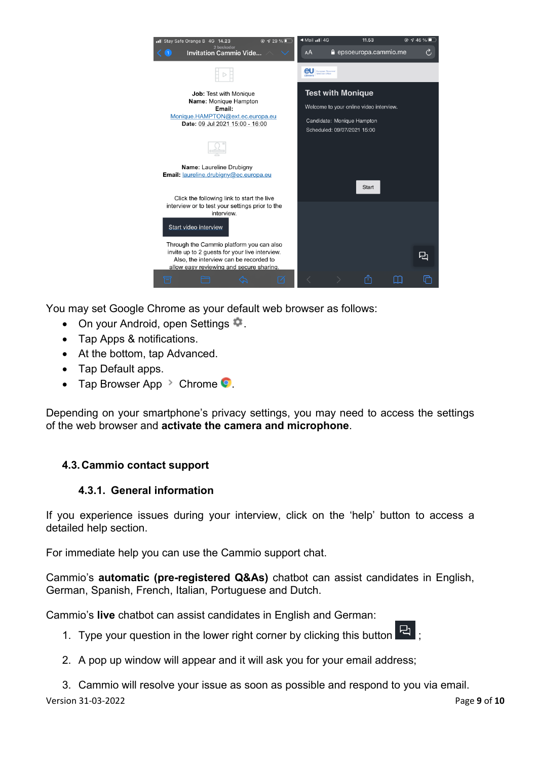You may set Google Chrome as your default web browser as follows:

- On your Android, open Settings .
- Tap Apps & notifications.
- At the bottom, tap Advanced.
- Tap Default apps.
- Tap Browser App > Chrome .

Depending on your smartphone's privacy settings, you may need to access the settings of the web browser and **activate the camera and microphone**.

## 4.3. Cammio contact support

### 4.3.1. General information

If you experience issues during your interview, click on the 'help' button to access a detailed help section.

For immediate help you can use the Cammio support chat.

Cammio's **automatic (pre-registered Q&As)** chatbot can assist candidates in English, German, Spanish, French, Italian, Portuguese and Dutch.

Cammio's **live** chatbot can assist candidates in English and German:

1. Type your question in the lower right corner by clicking this button ;
2. A pop up window will appear and it will ask you for your email address;
3. Cammio will resolve your issue as soon as possible and respond to you via email.

Version 31-03-2022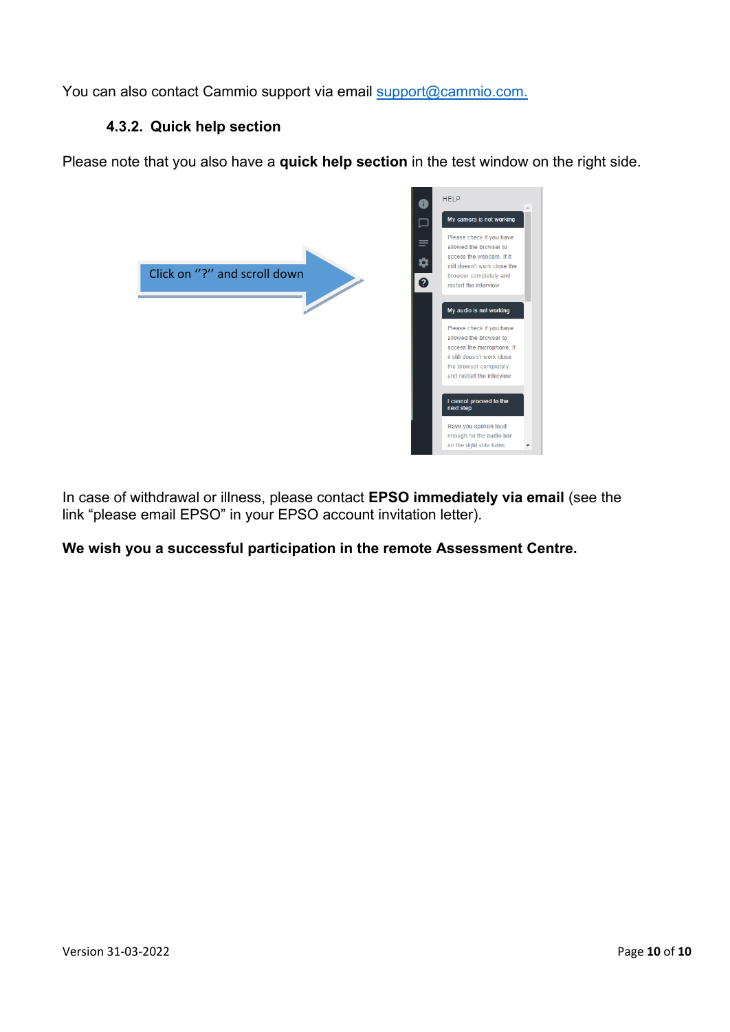You can also contact Cammio support via email support@cammio.com.

### 4.3.2. Quick help section

Please note that you also have a **quick help section** in the test window on the right side.

Click on "?" and scroll down

HELP

My camera is not working

Please check if you have allowed the browser to access the webcam. If it still doesn't work close the browser completely and restart the interview

My audio is not working

Please check if you have allowed the browser to access the microphone. If it still doesn't work close the browser completely and restart the interview

I cannot proceed to the next step

Have you spoken loud enough so the audio bar on the right side turns

In case of withdrawal or illness, please contact **EPSO immediately via email** (see the link "please email EPSO" in your EPSO account invitation letter).

**We wish you a successful participation in the remote Assessment Centre.**

Version 31-03-2022